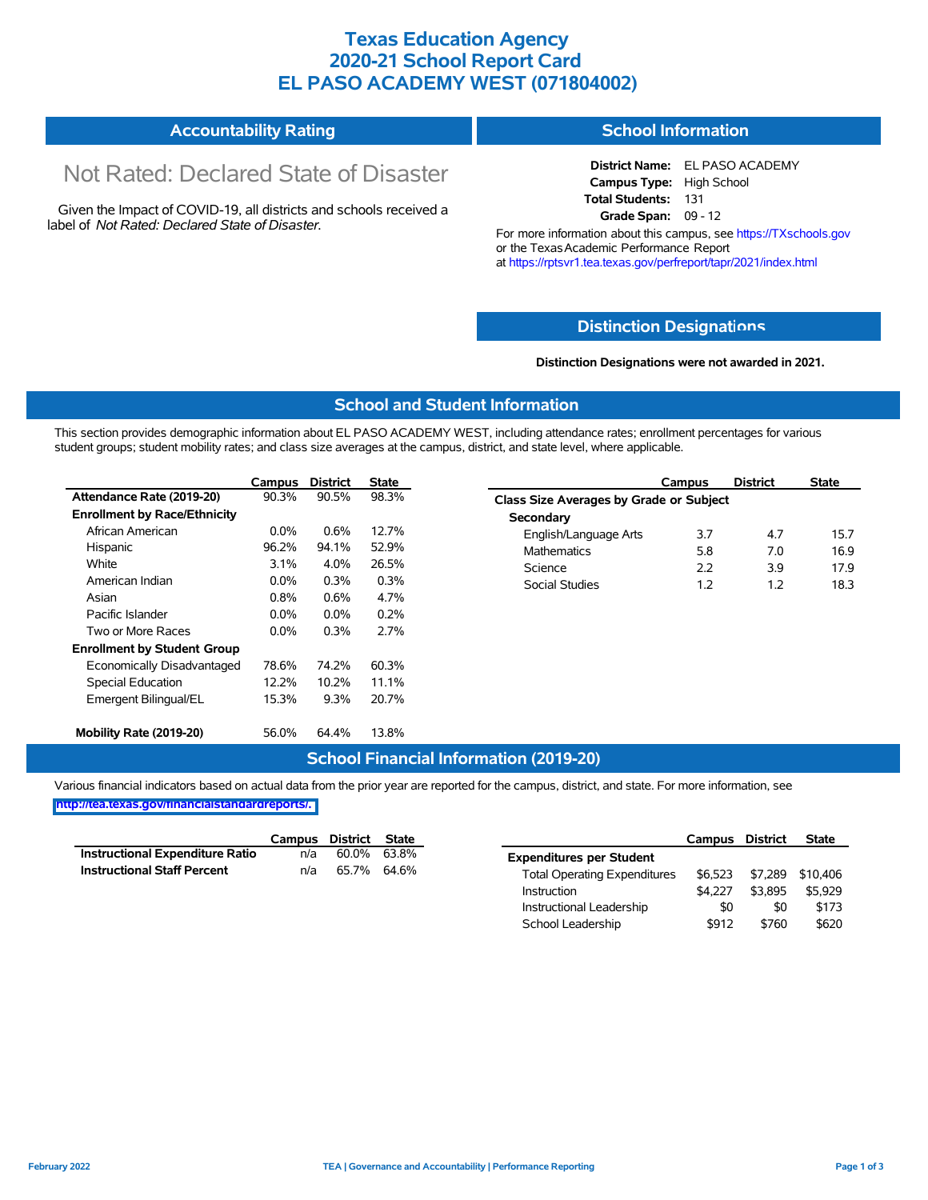# Texas Education Agency
# 2020-21 School Report Card
# EL PASO ACADEMY WEST (071804002)

## Accountability Rating

Not Rated: Declared State of Disaster

Given the Impact of COVID-19, all districts and schools received a label of *Not Rated: Declared State of Disaster*.

## School Information

**District Name:** EL PASO ACADEMY
**Campus Type:** High School
**Total Students:** 131
**Grade Span:** 09 - 12

For more information about this campus, see https://TXschools.gov or the Texas Academic Performance Report at https://rptsvr1.tea.texas.gov/perfreport/tapr/2021/index.html

## Distinction Designations

**Distinction Designations were not awarded in 2021.**

## School and Student Information

This section provides demographic information about EL PASO ACADEMY WEST, including attendance rates; enrollment percentages for various student groups; student mobility rates; and class size averages at the campus, district, and state level, where applicable.

| | Campus | District | State |
|---|---|---|---|
| **Attendance Rate (2019-20)** | 90.3% | 90.5% | 98.3% |
| **Enrollment by Race/Ethnicity** | | | |
| African American | 0.0% | 0.6% | 12.7% |
| Hispanic | 96.2% | 94.1% | 52.9% |
| White | 3.1% | 4.0% | 26.5% |
| American Indian | 0.0% | 0.3% | 0.3% |
| Asian | 0.8% | 0.6% | 4.7% |
| Pacific Islander | 0.0% | 0.0% | 0.2% |
| Two or More Races | 0.0% | 0.3% | 2.7% |
| **Enrollment by Student Group** | | | |
| Economically Disadvantaged | 78.6% | 74.2% | 60.3% |
| Special Education | 12.2% | 10.2% | 11.1% |
| Emergent Bilingual/EL | 15.3% | 9.3% | 20.7% |
| **Mobility Rate (2019-20)** | 56.0% | 64.4% | 13.8% |

| | Campus | District | State |
|---|---|---|---|
| **Class Size Averages by Grade or Subject** | | | |
| **Secondary** | | | |
| English/Language Arts | 3.7 | 4.7 | 15.7 |
| Mathematics | 5.8 | 7.0 | 16.9 |
| Science | 2.2 | 3.9 | 17.9 |
| Social Studies | 1.2 | 1.2 | 18.3 |

## School Financial Information (2019-20)

Various financial indicators based on actual data from the prior year are reported for the campus, district, and state. For more information, see http://tea.texas.gov/financialstandardreports/.

| | Campus | District | State |
|---|---|---|---|
| **Instructional Expenditure Ratio** | n/a | 60.0% | 63.8% |
| **Instructional Staff Percent** | n/a | 65.7% | 64.6% |

| | Campus | District | State |
|---|---|---|---|
| **Expenditures per Student** | | | |
| Total Operating Expenditures | $6,523 | $7,289 | $10,406 |
| Instruction | $4,227 | $3,895 | $5,929 |
| Instructional Leadership | $0 | $0 | $173 |
| School Leadership | $912 | $760 | $620 |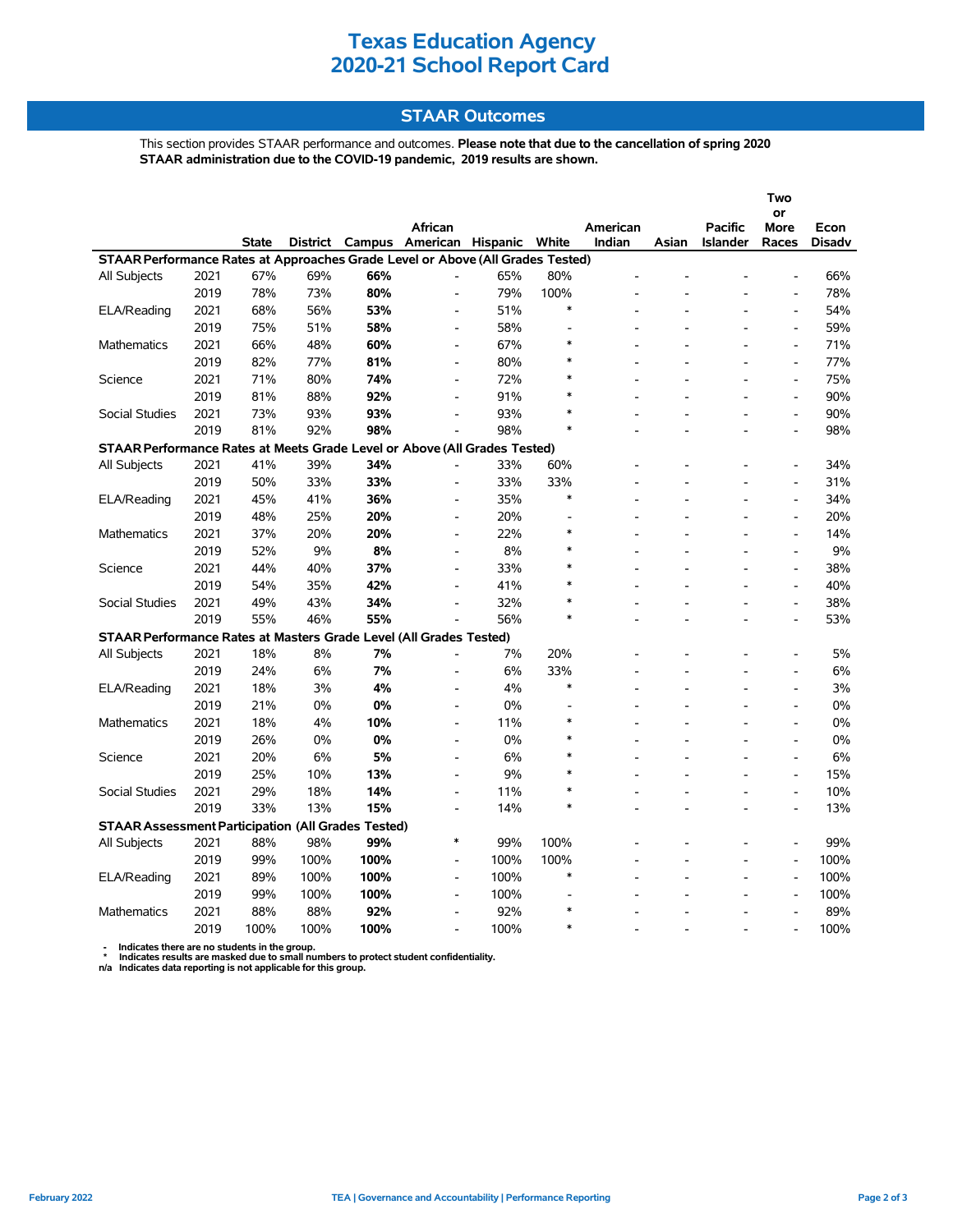# Texas Education Agency
# 2020-21 School Report Card

## STAAR Outcomes

This section provides STAAR performance and outcomes. **Please note that due to the cancellation of spring 2020 STAAR administration due to the COVID-19 pandemic, 2019 results are shown.**

| | | State | District | Campus | African American | Hispanic | White | American Indian | Asian | Pacific Islander | Two or More Races | Econ Disadv |
|---|---|---|---|---|---|---|---|---|---|---|---|---|
| **STAAR Performance Rates at Approaches Grade Level or Above (All Grades Tested)** | | | | | | | | | | | | |
| All Subjects | 2021 | 67% | 69% | **66%** | - | 65% | 80% | - | - | - | - | 66% |
| | 2019 | 78% | 73% | **80%** | - | 79% | 100% | - | - | - | - | 78% |
| ELA/Reading | 2021 | 68% | 56% | **53%** | - | 51% | * | - | - | - | - | 54% |
| | 2019 | 75% | 51% | **58%** | - | 58% | - | - | - | - | - | 59% |
| Mathematics | 2021 | 66% | 48% | **60%** | - | 67% | * | - | - | - | - | 71% |
| | 2019 | 82% | 77% | **81%** | - | 80% | * | - | - | - | - | 77% |
| Science | 2021 | 71% | 80% | **74%** | - | 72% | * | - | - | - | - | 75% |
| | 2019 | 81% | 88% | **92%** | - | 91% | * | - | - | - | - | 90% |
| Social Studies | 2021 | 73% | 93% | **93%** | - | 93% | * | - | - | - | - | 90% |
| | 2019 | 81% | 92% | **98%** | - | 98% | * | - | - | - | - | 98% |
| **STAAR Performance Rates at Meets Grade Level or Above (All Grades Tested)** | | | | | | | | | | | | |
| All Subjects | 2021 | 41% | 39% | **34%** | - | 33% | 60% | - | - | - | - | 34% |
| | 2019 | 50% | 33% | **33%** | - | 33% | 33% | - | - | - | - | 31% |
| ELA/Reading | 2021 | 45% | 41% | **36%** | - | 35% | * | - | - | - | - | 34% |
| | 2019 | 48% | 25% | **20%** | - | 20% | - | - | - | - | - | 20% |
| Mathematics | 2021 | 37% | 20% | **20%** | - | 22% | * | - | - | - | - | 14% |
| | 2019 | 52% | 9% | **8%** | - | 8% | * | - | - | - | - | 9% |
| Science | 2021 | 44% | 40% | **37%** | - | 33% | * | - | - | - | - | 38% |
| | 2019 | 54% | 35% | **42%** | - | 41% | * | - | - | - | - | 40% |
| Social Studies | 2021 | 49% | 43% | **34%** | - | 32% | * | - | - | - | - | 38% |
| | 2019 | 55% | 46% | **55%** | - | 56% | * | - | - | - | - | 53% |
| **STAAR Performance Rates at Masters Grade Level (All Grades Tested)** | | | | | | | | | | | | |
| All Subjects | 2021 | 18% | 8% | **7%** | - | 7% | 20% | - | - | - | - | 5% |
| | 2019 | 24% | 6% | **7%** | - | 6% | 33% | - | - | - | - | 6% |
| ELA/Reading | 2021 | 18% | 3% | **4%** | - | 4% | * | - | - | - | - | 3% |
| | 2019 | 21% | 0% | **0%** | - | 0% | - | - | - | - | - | 0% |
| Mathematics | 2021 | 18% | 4% | **10%** | - | 11% | * | - | - | - | - | 0% |
| | 2019 | 26% | 0% | **0%** | - | 0% | * | - | - | - | - | 0% |
| Science | 2021 | 20% | 6% | **5%** | - | 6% | * | - | - | - | - | 6% |
| | 2019 | 25% | 10% | **13%** | - | 9% | * | - | - | - | - | 15% |
| Social Studies | 2021 | 29% | 18% | **14%** | - | 11% | * | - | - | - | - | 10% |
| | 2019 | 33% | 13% | **15%** | - | 14% | * | - | - | - | - | 13% |
| **STAAR Assessment Participation (All Grades Tested)** | | | | | | | | | | | | |
| All Subjects | 2021 | 88% | 98% | **99%** | * | 99% | 100% | - | - | - | - | 99% |
| | 2019 | 99% | 100% | **100%** | - | 100% | 100% | - | - | - | - | 100% |
| ELA/Reading | 2021 | 89% | 100% | **100%** | - | 100% | * | - | - | - | - | 100% |
| | 2019 | 99% | 100% | **100%** | - | 100% | - | - | - | - | - | 100% |
| Mathematics | 2021 | 88% | 88% | **92%** | - | 92% | * | - | - | - | - | 89% |
| | 2019 | 100% | 100% | **100%** | - | 100% | * | - | - | - | - | 100% |

- Indicates there are no students in the group.
* Indicates results are masked due to small numbers to protect student confidentiality.
n/a Indicates data reporting is not applicable for this group.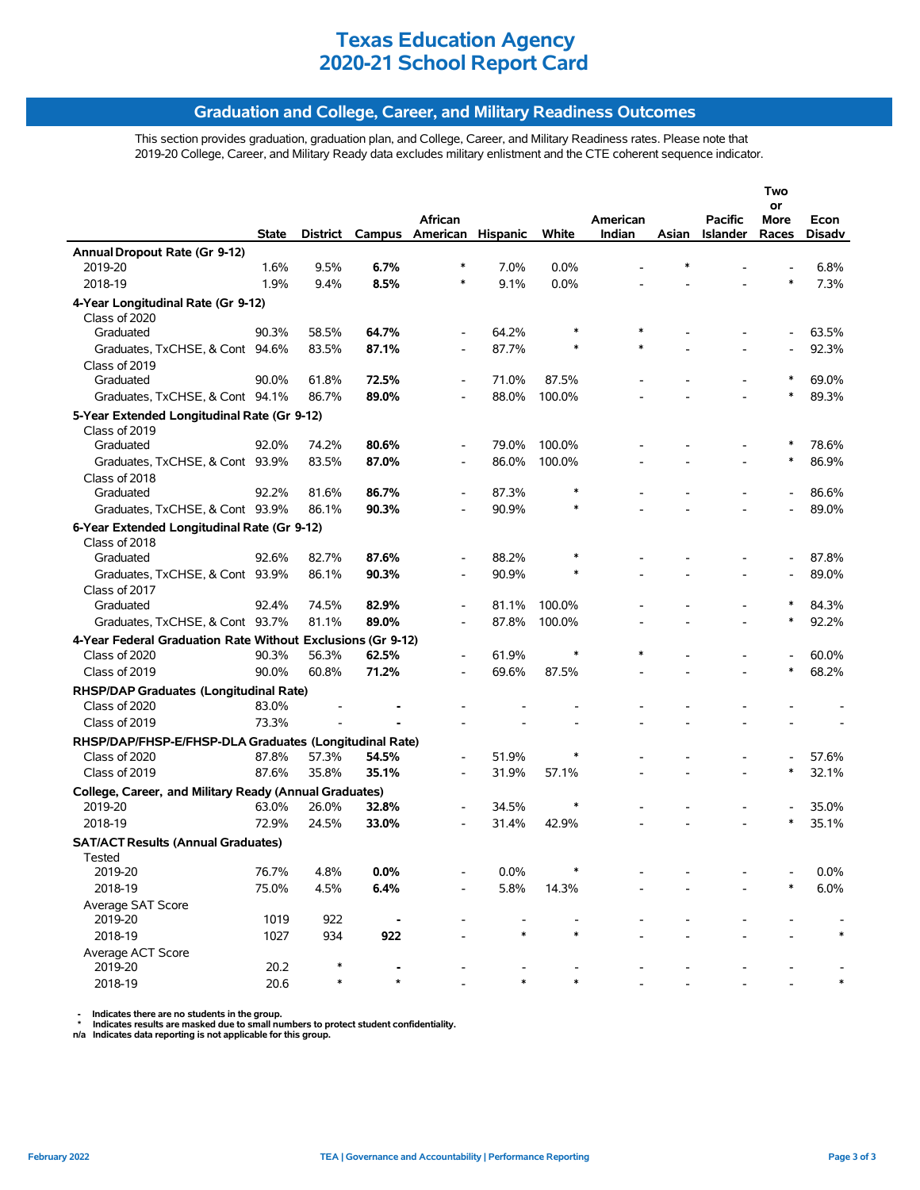# Texas Education Agency
# 2020-21 School Report Card

## Graduation and College, Career, and Military Readiness Outcomes

This section provides graduation, graduation plan, and College, Career, and Military Readiness rates. Please note that 2019-20 College, Career, and Military Ready data excludes military enlistment and the CTE coherent sequence indicator.

| | State | District | Campus | African American | Hispanic | White | American Indian | Asian | Pacific Islander | Two or More Races | Econ Disadv |
|---|---|---|---|---|---|---|---|---|---|---|---|
| **Annual Dropout Rate (Gr 9-12)** | | | | | | | | | | | |
| 2019-20 | 1.6% | 9.5% | **6.7%** | * | 7.0% | 0.0% | - | * | - | - | 6.8% |
| 2018-19 | 1.9% | 9.4% | **8.5%** | * | 9.1% | 0.0% | - | - | - | * | 7.3% |
| **4-Year Longitudinal Rate (Gr 9-12)** | | | | | | | | | | | |
| Class of 2020 | | | | | | | | | | | |
| Graduated | 90.3% | 58.5% | **64.7%** | - | 64.2% | * | * | - | - | - | 63.5% |
| Graduates, TxCHSE, & Cont | 94.6% | 83.5% | **87.1%** | - | 87.7% | * | * | - | - | - | 92.3% |
| Class of 2019 | | | | | | | | | | | |
| Graduated | 90.0% | 61.8% | **72.5%** | - | 71.0% | 87.5% | - | - | - | * | 69.0% |
| Graduates, TxCHSE, & Cont | 94.1% | 86.7% | **89.0%** | - | 88.0% | 100.0% | - | - | - | * | 89.3% |
| **5-Year Extended Longitudinal Rate (Gr 9-12)** | | | | | | | | | | | |
| Class of 2019 | | | | | | | | | | | |
| Graduated | 92.0% | 74.2% | **80.6%** | - | 79.0% | 100.0% | - | - | - | * | 78.6% |
| Graduates, TxCHSE, & Cont | 93.9% | 83.5% | **87.0%** | - | 86.0% | 100.0% | - | - | - | * | 86.9% |
| Class of 2018 | | | | | | | | | | | |
| Graduated | 92.2% | 81.6% | **86.7%** | - | 87.3% | * | - | - | - | - | 86.6% |
| Graduates, TxCHSE, & Cont | 93.9% | 86.1% | **90.3%** | - | 90.9% | * | - | - | - | - | 89.0% |
| **6-Year Extended Longitudinal Rate (Gr 9-12)** | | | | | | | | | | | |
| Class of 2018 | | | | | | | | | | | |
| Graduated | 92.6% | 82.7% | **87.6%** | - | 88.2% | * | - | - | - | - | 87.8% |
| Graduates, TxCHSE, & Cont | 93.9% | 86.1% | **90.3%** | - | 90.9% | * | - | - | - | - | 89.0% |
| Class of 2017 | | | | | | | | | | | |
| Graduated | 92.4% | 74.5% | **82.9%** | - | 81.1% | 100.0% | - | - | - | * | 84.3% |
| Graduates, TxCHSE, & Cont | 93.7% | 81.1% | **89.0%** | - | 87.8% | 100.0% | - | - | - | * | 92.2% |
| **4-Year Federal Graduation Rate Without Exclusions (Gr 9-12)** | | | | | | | | | | | |
| Class of 2020 | 90.3% | 56.3% | **62.5%** | - | 61.9% | * | * | - | - | - | 60.0% |
| Class of 2019 | 90.0% | 60.8% | **71.2%** | - | 69.6% | 87.5% | - | - | - | * | 68.2% |
| **RHSP/DAP Graduates (Longitudinal Rate)** | | | | | | | | | | | |
| Class of 2020 | 83.0% | - | **-** | - | - | - | - | - | - | - | - |
| Class of 2019 | 73.3% | - | **-** | - | - | - | - | - | - | - | - |
| **RHSP/DAP/FHSP-E/FHSP-DLA Graduates (Longitudinal Rate)** | | | | | | | | | | | |
| Class of 2020 | 87.8% | 57.3% | **54.5%** | - | 51.9% | * | - | - | - | - | 57.6% |
| Class of 2019 | 87.6% | 35.8% | **35.1%** | - | 31.9% | 57.1% | - | - | - | * | 32.1% |
| **College, Career, and Military Ready (Annual Graduates)** | | | | | | | | | | | |
| 2019-20 | 63.0% | 26.0% | **32.8%** | - | 34.5% | * | - | - | - | - | 35.0% |
| 2018-19 | 72.9% | 24.5% | **33.0%** | - | 31.4% | 42.9% | - | - | - | * | 35.1% |
| **SAT/ACT Results (Annual Graduates)** | | | | | | | | | | | |
| Tested | | | | | | | | | | | |
| 2019-20 | 76.7% | 4.8% | **0.0%** | - | 0.0% | * | - | - | - | - | 0.0% |
| 2018-19 | 75.0% | 4.5% | **6.4%** | - | 5.8% | 14.3% | - | - | - | * | 6.0% |
| Average SAT Score | | | | | | | | | | | |
| 2019-20 | 1019 | 922 | **-** | - | - | - | - | - | - | - | - |
| 2018-19 | 1027 | 934 | **922** | - | * | * | - | - | - | - | * |
| Average ACT Score | | | | | | | | | | | |
| 2019-20 | 20.2 | * | **-** | - | - | - | - | - | - | - | - |
| 2018-19 | 20.6 | * | * | - | * | * | - | - | - | - | * |

- Indicates there are no students in the group.
\* Indicates results are masked due to small numbers to protect student confidentiality.
n/a Indicates data reporting is not applicable for this group.